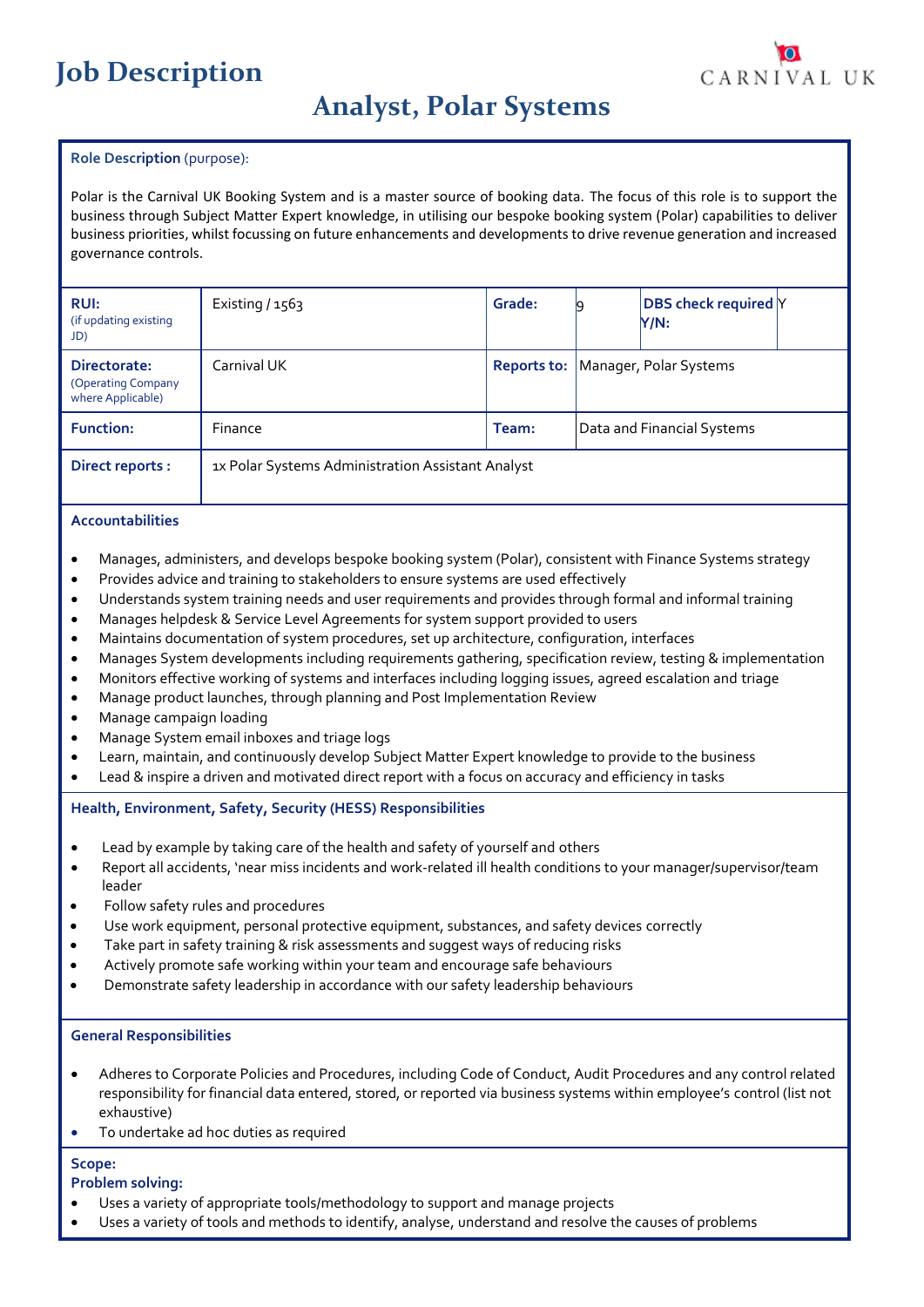# Job Description

CARNIVAL UK

## Analyst, Polar Systems

**Role Description** (purpose):

Polar is the Carnival UK Booking System and is a master source of booking data. The focus of this role is to support the business through Subject Matter Expert knowledge, in utilising our bespoke booking system (Polar) capabilities to deliver business priorities, whilst focussing on future enhancements and developments to drive revenue generation and increased governance controls.

| | | | | | |
|---|---|---|---|---|---|
| **RUI:** (if updating existing JD) | Existing / 1563 | **Grade:** | 9 | **DBS check required Y/N:** | Y |
| **Directorate:** (Operating Company where Applicable) | Carnival UK | **Reports to:** | Manager, Polar Systems | | |
| **Function:** | Finance | **Team:** | Data and Financial Systems | | |
| **Direct reports :** | 1x Polar Systems Administration Assistant Analyst | | | | |

**Accountabilities**

- Manages, administers, and develops bespoke booking system (Polar), consistent with Finance Systems strategy
- Provides advice and training to stakeholders to ensure systems are used effectively
- Understands system training needs and user requirements and provides through formal and informal training
- Manages helpdesk & Service Level Agreements for system support provided to users
- Maintains documentation of system procedures, set up architecture, configuration, interfaces
- Manages System developments including requirements gathering, specification review, testing & implementation
- Monitors effective working of systems and interfaces including logging issues, agreed escalation and triage
- Manage product launches, through planning and Post Implementation Review
- Manage campaign loading
- Manage System email inboxes and triage logs
- Learn, maintain, and continuously develop Subject Matter Expert knowledge to provide to the business
- Lead & inspire a driven and motivated direct report with a focus on accuracy and efficiency in tasks

**Health, Environment, Safety, Security (HESS) Responsibilities**

- Lead by example by taking care of the health and safety of yourself and others
- Report all accidents, 'near miss incidents and work-related ill health conditions to your manager/supervisor/team leader
- Follow safety rules and procedures
- Use work equipment, personal protective equipment, substances, and safety devices correctly
- Take part in safety training & risk assessments and suggest ways of reducing risks
- Actively promote safe working within your team and encourage safe behaviours
- Demonstrate safety leadership in accordance with our safety leadership behaviours

**General Responsibilities**

- Adheres to Corporate Policies and Procedures, including Code of Conduct, Audit Procedures and any control related responsibility for financial data entered, stored, or reported via business systems within employee's control (list not exhaustive)
- To undertake ad hoc duties as required

**Scope:**

**Problem solving:**

- Uses a variety of appropriate tools/methodology to support and manage projects
- Uses a variety of tools and methods to identify, analyse, understand and resolve the causes of problems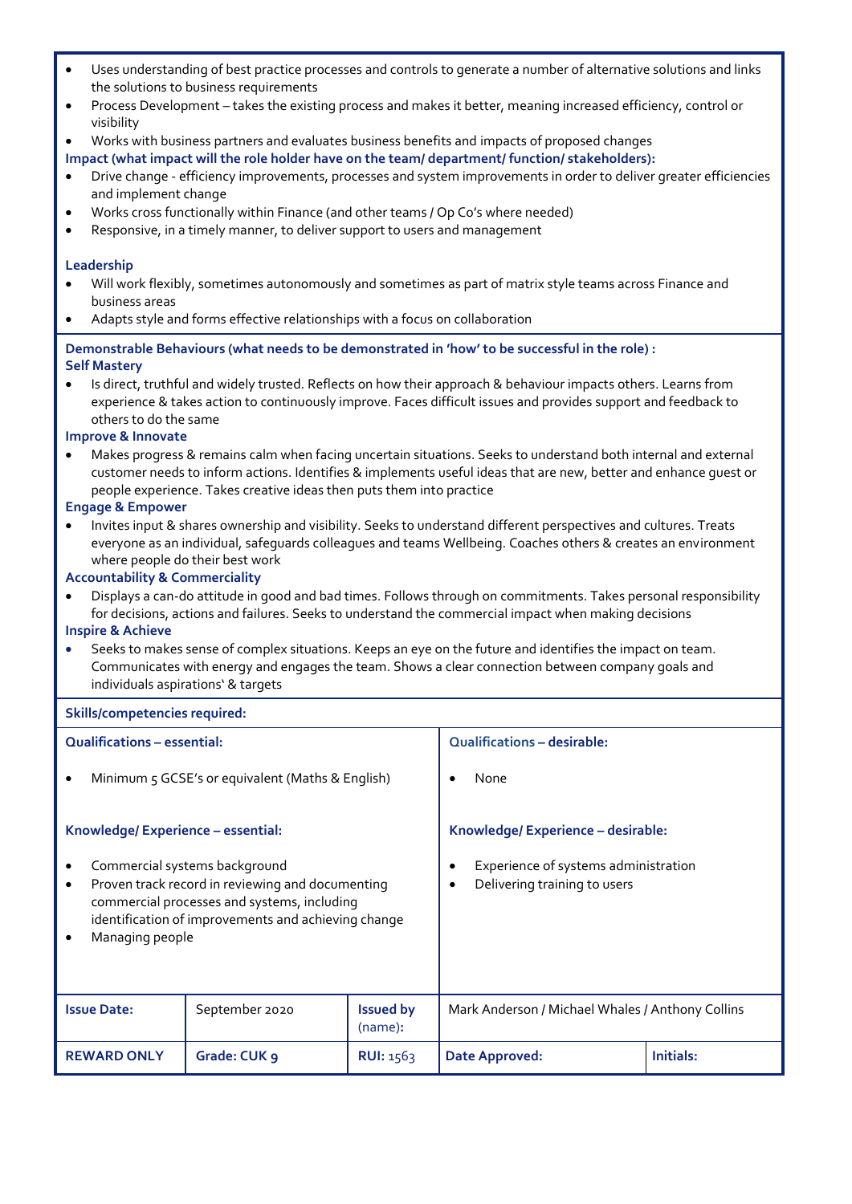- Uses understanding of best practice processes and controls to generate a number of alternative solutions and links the solutions to business requirements
- Process Development – takes the existing process and makes it better, meaning increased efficiency, control or visibility
- Works with business partners and evaluates business benefits and impacts of proposed changes

**Impact (what impact will the role holder have on the team/ department/ function/ stakeholders):**

- Drive change - efficiency improvements, processes and system improvements in order to deliver greater efficiencies and implement change
- Works cross functionally within Finance (and other teams / Op Co's where needed)
- Responsive, in a timely manner, to deliver support to users and management

**Leadership**

- Will work flexibly, sometimes autonomously and sometimes as part of matrix style teams across Finance and business areas
- Adapts style and forms effective relationships with a focus on collaboration

**Demonstrable Behaviours (what needs to be demonstrated in 'how' to be successful in the role) :**

**Self Mastery**

- Is direct, truthful and widely trusted. Reflects on how their approach & behaviour impacts others. Learns from experience & takes action to continuously improve. Faces difficult issues and provides support and feedback to others to do the same

**Improve & Innovate**

- Makes progress & remains calm when facing uncertain situations. Seeks to understand both internal and external customer needs to inform actions. Identifies & implements useful ideas that are new, better and enhance guest or people experience. Takes creative ideas then puts them into practice

**Engage & Empower**

- Invites input & shares ownership and visibility. Seeks to understand different perspectives and cultures. Treats everyone as an individual, safeguards colleagues and teams Wellbeing. Coaches others & creates an environment where people do their best work

**Accountability & Commerciality**

- Displays a can-do attitude in good and bad times. Follows through on commitments. Takes personal responsibility for decisions, actions and failures. Seeks to understand the commercial impact when making decisions

**Inspire & Achieve**

- Seeks to makes sense of complex situations. Keeps an eye on the future and identifies the impact on team. Communicates with energy and engages the team. Shows a clear connection between company goals and individuals aspirations' & targets

**Skills/competencies required:**

| | |
|---|---|
| **Qualifications – essential:**<br>• Minimum 5 GCSE's or equivalent (Maths & English) | **Qualifications – desirable:**<br>• None |
| **Knowledge/ Experience – essential:**<br>• Commercial systems background<br>• Proven track record in reviewing and documenting commercial processes and systems, including identification of improvements and achieving change<br>• Managing people | **Knowledge/ Experience – desirable:**<br>• Experience of systems administration<br>• Delivering training to users |

| | | | | |
|---|---|---|---|---|
| **Issue Date:** | September 2020 | **Issued by** (name): | Mark Anderson / Michael Whales / Anthony Collins | |
| **REWARD ONLY** | **Grade: CUK 9** | **RUI:** 1563 | **Date Approved:** | **Initials:** |